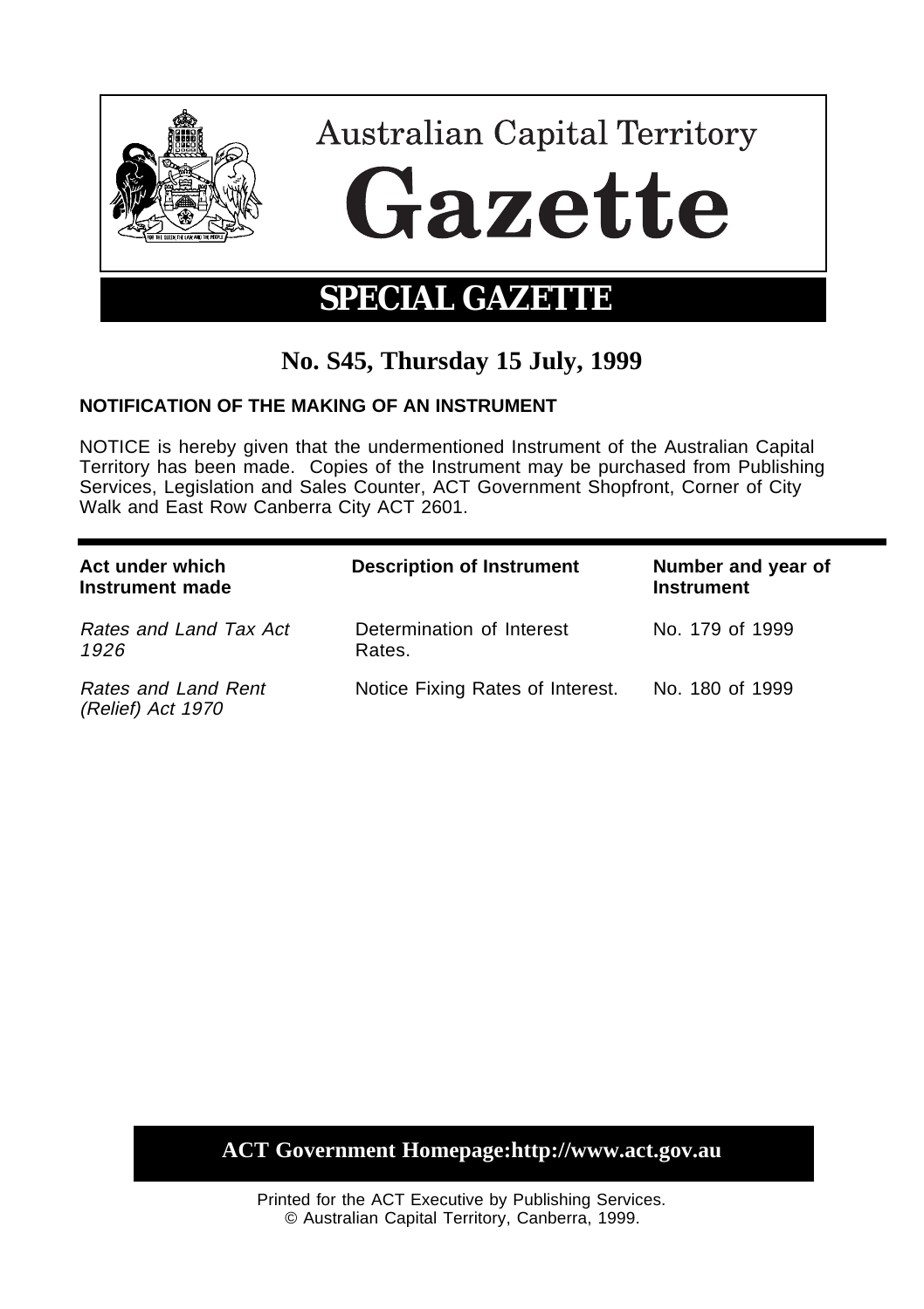# Australian Capital Territory Gazette

## SPECIAL GAZETTE

**No. S45, Thursday 15 July, 1999**

### NOTIFICATION OF THE MAKING OF AN INSTRUMENT

NOTICE is hereby given that the undermentioned Instrument of the Australian Capital Territory has been made. Copies of the Instrument may be purchased from Publishing Services, Legislation and Sales Counter, ACT Government Shopfront, Corner of City Walk and East Row Canberra City ACT 2601.

| Act under which Instrument made | Description of Instrument | Number and year of Instrument |
|---|---|---|
| *Rates and Land Tax Act 1926* | Determination of Interest Rates. | No. 179 of 1999 |
| *Rates and Land Rent (Relief) Act 1970* | Notice Fixing Rates of Interest. | No. 180 of 1999 |

**ACT Government Homepage:http://www.act.gov.au**

Printed for the ACT Executive by Publishing Services.
© Australian Capital Territory, Canberra, 1999.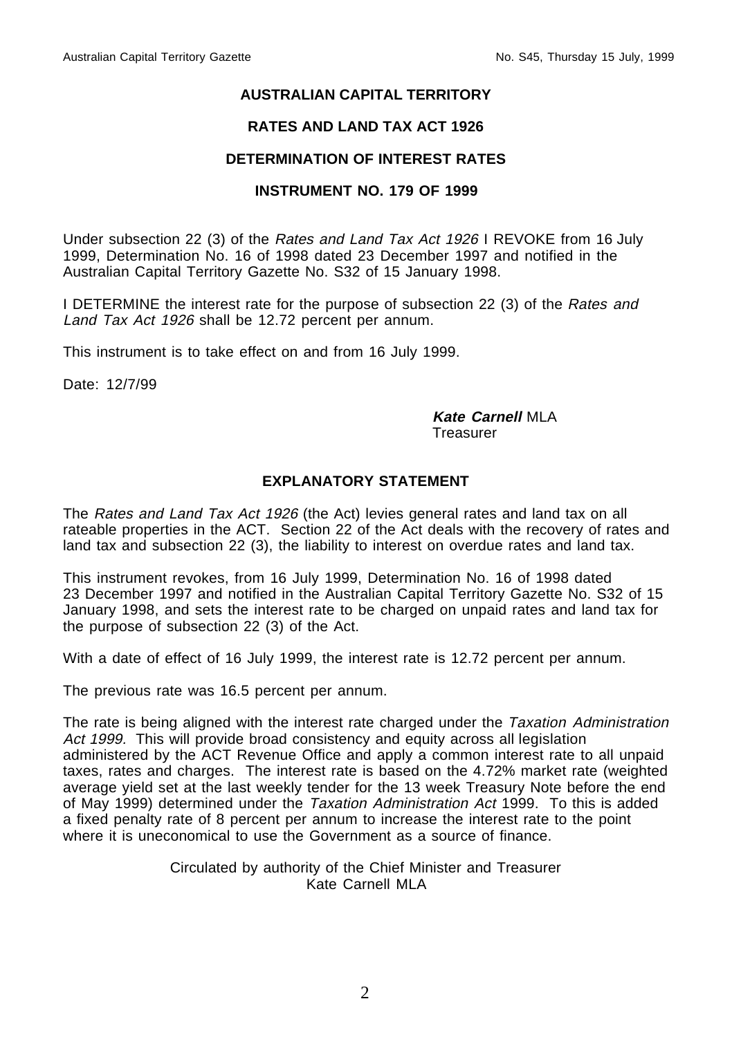**AUSTRALIAN CAPITAL TERRITORY**

**RATES AND LAND TAX ACT 1926**

**DETERMINATION OF INTEREST RATES**

**INSTRUMENT NO. 179 OF 1999**

Under subsection 22 (3) of the *Rates and Land Tax Act 1926* I REVOKE from 16 July 1999, Determination No. 16 of 1998 dated 23 December 1997 and notified in the Australian Capital Territory Gazette No. S32 of 15 January 1998.

I DETERMINE the interest rate for the purpose of subsection 22 (3) of the *Rates and Land Tax Act 1926* shall be 12.72 percent per annum.

This instrument is to take effect on and from 16 July 1999.

Date: 12/7/99

***Kate Carnell*** MLA
Treasurer

**EXPLANATORY STATEMENT**

The *Rates and Land Tax Act 1926* (the Act) levies general rates and land tax on all rateable properties in the ACT. Section 22 of the Act deals with the recovery of rates and land tax and subsection 22 (3), the liability to interest on overdue rates and land tax.

This instrument revokes, from 16 July 1999, Determination No. 16 of 1998 dated 23 December 1997 and notified in the Australian Capital Territory Gazette No. S32 of 15 January 1998, and sets the interest rate to be charged on unpaid rates and land tax for the purpose of subsection 22 (3) of the Act.

With a date of effect of 16 July 1999, the interest rate is 12.72 percent per annum.

The previous rate was 16.5 percent per annum.

The rate is being aligned with the interest rate charged under the *Taxation Administration Act 1999.* This will provide broad consistency and equity across all legislation administered by the ACT Revenue Office and apply a common interest rate to all unpaid taxes, rates and charges. The interest rate is based on the 4.72% market rate (weighted average yield set at the last weekly tender for the 13 week Treasury Note before the end of May 1999) determined under the *Taxation Administration Act* 1999. To this is added a fixed penalty rate of 8 percent per annum to increase the interest rate to the point where it is uneconomical to use the Government as a source of finance.

Circulated by authority of the Chief Minister and Treasurer
Kate Carnell MLA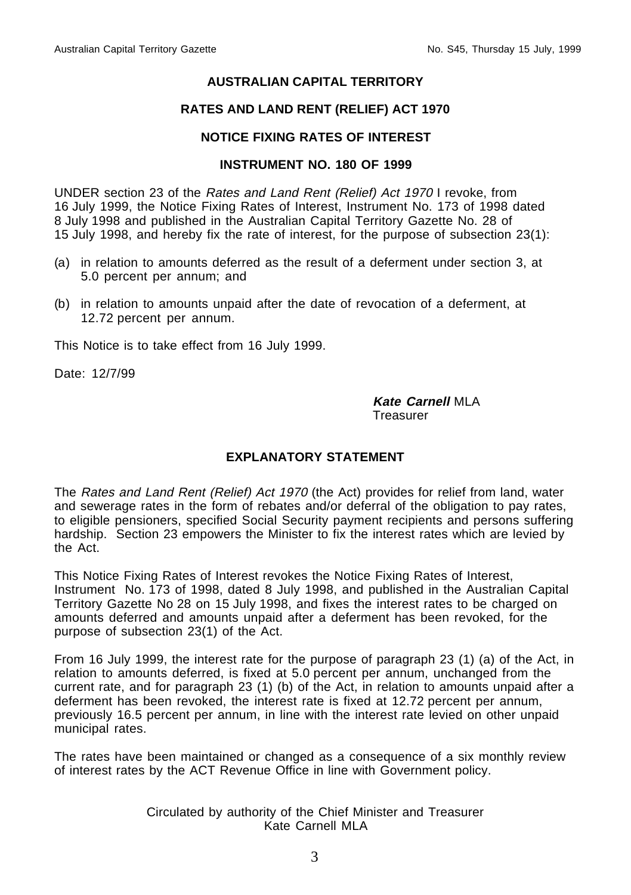# AUSTRALIAN CAPITAL TERRITORY

## RATES AND LAND RENT (RELIEF) ACT 1970

## NOTICE FIXING RATES OF INTEREST

## INSTRUMENT NO. 180 OF 1999

UNDER section 23 of the *Rates and Land Rent (Relief) Act 1970* I revoke, from 16 July 1999, the Notice Fixing Rates of Interest, Instrument No. 173 of 1998 dated 8 July 1998 and published in the Australian Capital Territory Gazette No. 28 of 15 July 1998, and hereby fix the rate of interest, for the purpose of subsection 23(1):

(a) in relation to amounts deferred as the result of a deferment under section 3, at 5.0 percent per annum; and

(b) in relation to amounts unpaid after the date of revocation of a deferment, at 12.72 percent per annum.

This Notice is to take effect from 16 July 1999.

Date: 12/7/99

***Kate Carnell*** MLA
Treasurer

## EXPLANATORY STATEMENT

The *Rates and Land Rent (Relief) Act 1970* (the Act) provides for relief from land, water and sewerage rates in the form of rebates and/or deferral of the obligation to pay rates, to eligible pensioners, specified Social Security payment recipients and persons suffering hardship. Section 23 empowers the Minister to fix the interest rates which are levied by the Act.

This Notice Fixing Rates of Interest revokes the Notice Fixing Rates of Interest, Instrument No. 173 of 1998, dated 8 July 1998, and published in the Australian Capital Territory Gazette No 28 on 15 July 1998, and fixes the interest rates to be charged on amounts deferred and amounts unpaid after a deferment has been revoked, for the purpose of subsection 23(1) of the Act.

From 16 July 1999, the interest rate for the purpose of paragraph 23 (1) (a) of the Act, in relation to amounts deferred, is fixed at 5.0 percent per annum, unchanged from the current rate, and for paragraph 23 (1) (b) of the Act, in relation to amounts unpaid after a deferment has been revoked, the interest rate is fixed at 12.72 percent per annum, previously 16.5 percent per annum, in line with the interest rate levied on other unpaid municipal rates.

The rates have been maintained or changed as a consequence of a six monthly review of interest rates by the ACT Revenue Office in line with Government policy.

Circulated by authority of the Chief Minister and Treasurer
Kate Carnell MLA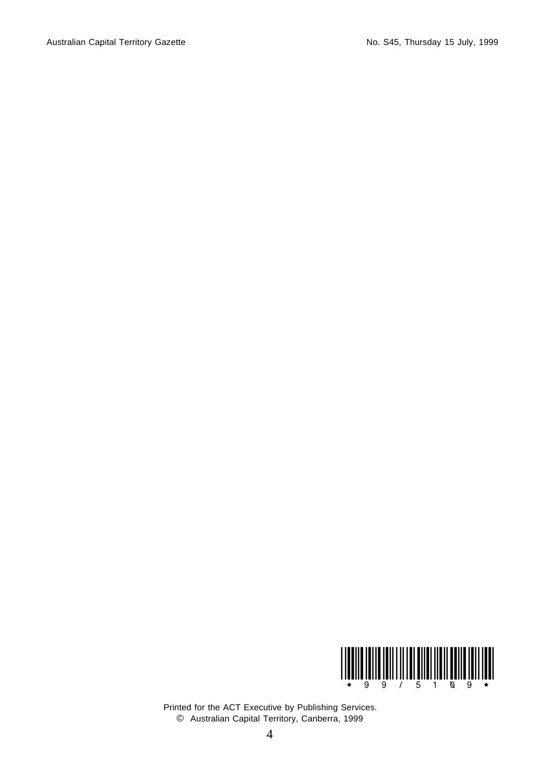*99/51099*

Printed for the ACT Executive by Publishing Services.

© Australian Capital Territory, Canberra, 1999